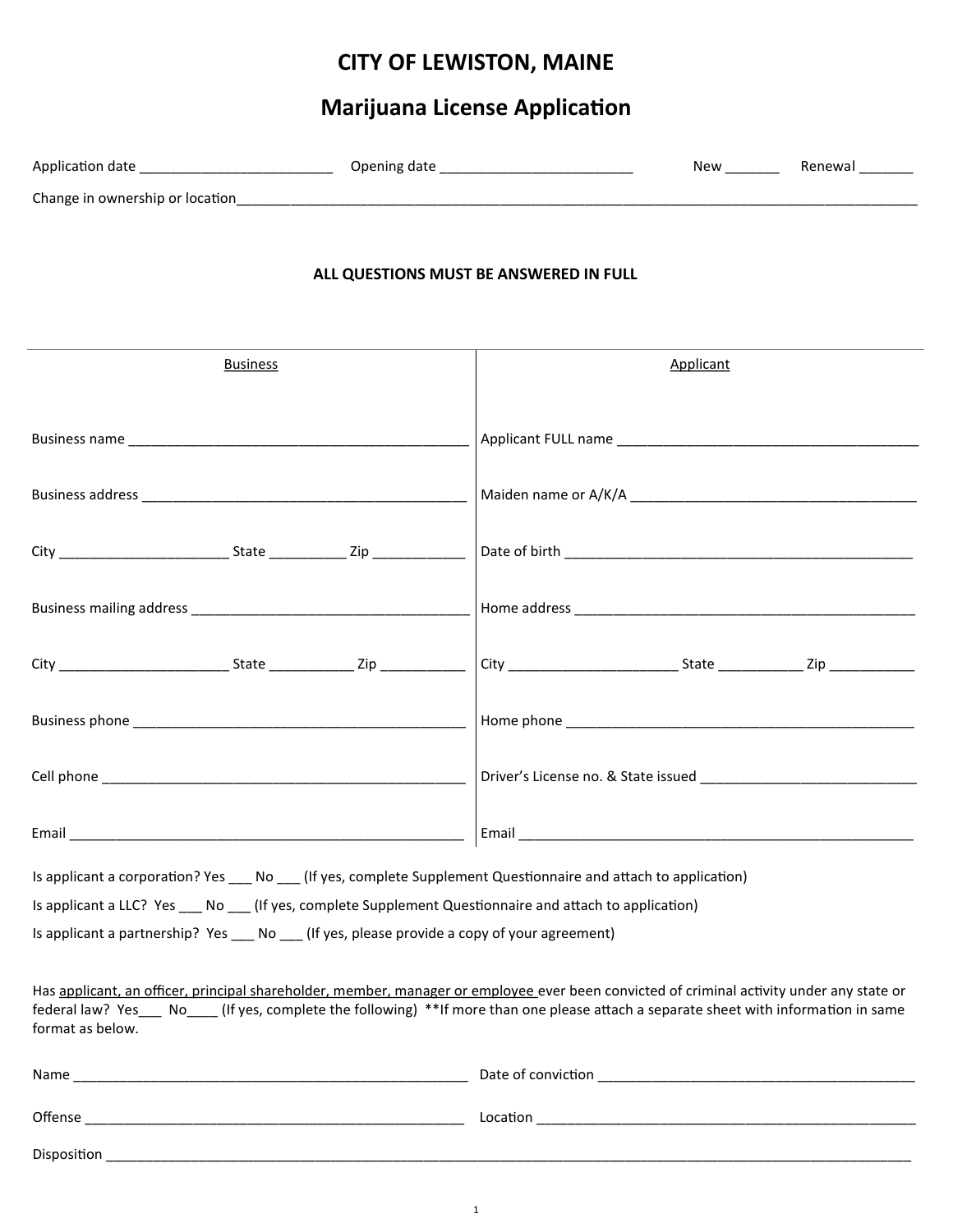# CITY OF LEWISTON, MAINE

## Marijuana License Application

Application date _________________________ Opening date _________________________ New _______ Renewal _______

Change in ownership or location_______________________________________________________________________________________

**ALL QUESTIONS MUST BE ANSWERED IN FULL**

| Business | Applicant |
|---|---|
| Business name ____________________________________________ | Applicant FULL name _______________________________________ |
| Business address __________________________________________ | Maiden name or A/K/A ______________________________________ |
| City ______________________ State __________ Zip ____________ | Date of birth _______________________________________________ |
| Business mailing address ____________________________________ | Home address _______________________________________________ |
| City ______________________ State ___________ Zip ___________ | City ______________________ State ___________ Zip ___________ |
| Business phone ____________________________________________ | Home phone _________________________________________________ |
| Cell phone ________________________________________________ | Driver's License no. & State issued _____________________________ |
| Email ____________________________________________________ | Email ______________________________________________________ |

Is applicant a corporation? Yes ___ No ___ (If yes, complete Supplement Questionnaire and attach to application)

Is applicant a LLC? Yes ___ No ___ (If yes, complete Supplement Questionnaire and attach to application)

Is applicant a partnership? Yes ___ No ___ (If yes, please provide a copy of your agreement)

Has applicant, an officer, principal shareholder, member, manager or employee ever been convicted of criminal activity under any state or federal law? Yes___ No____ (If yes, complete the following) **If more than one please attach a separate sheet with information in same format as below.

Name _____________________________________________________ Date of conviction ___________________________________________

Offense ___________________________________________________ Location ____________________________________________________

Disposition __________________________________________________________________________________________________________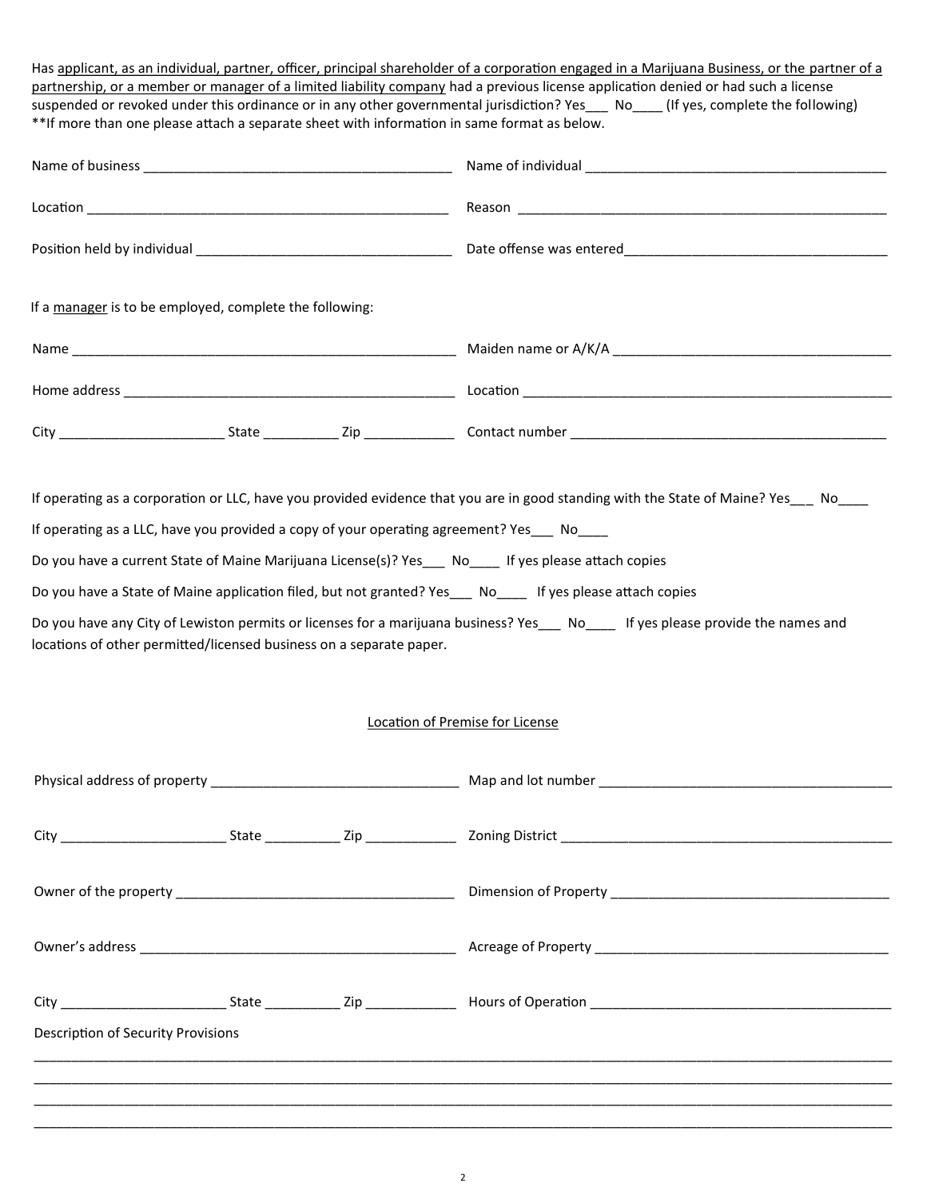Has applicant, as an individual, partner, officer, principal shareholder of a corporation engaged in a Marijuana Business, or the partner of a partnership, or a member or manager of a limited liability company had a previous license application denied or had such a license suspended or revoked under this ordinance or in any other governmental jurisdiction? Yes___ No____ (If yes, complete the following)
**If more than one please attach a separate sheet with information in same format as below.

Name of business ________________________________________ Name of individual ________________________________________

Location ________________________________________________ Reason ________________________________________________

Position held by individual ________________________________ Date offense was entered__________________________________

If a manager is to be employed, complete the following:

Name ___________________________________________________ Maiden name or A/K/A ____________________________________

Home address ____________________________________________ Location _______________________________________________

City _____________________ State __________ Zip ____________ Contact number __________________________________________

If operating as a corporation or LLC, have you provided evidence that you are in good standing with the State of Maine? Yes___ No____

If operating as a LLC, have you provided a copy of your operating agreement? Yes___ No____

Do you have a current State of Maine Marijuana License(s)? Yes___ No____ If yes please attach copies

Do you have a State of Maine application filed, but not granted? Yes___ No____ If yes please attach copies

Do you have any City of Lewiston permits or licenses for a marijuana business? Yes___ No____ If yes please provide the names and locations of other permitted/licensed business on a separate paper.

## Location of Premise for License

Physical address of property _________________________________ Map and lot number _______________________________________

City _____________________ State __________ Zip ____________ Zoning District ___________________________________________

Owner of the property ____________________________________ Dimension of Property ____________________________________

Owner's address _________________________________________ Acreage of Property ______________________________________

City _____________________ State __________ Zip ____________ Hours of Operation _______________________________________

Description of Security Provisions

_______________________________________________________________________________________________________________

_______________________________________________________________________________________________________________

_______________________________________________________________________________________________________________

_______________________________________________________________________________________________________________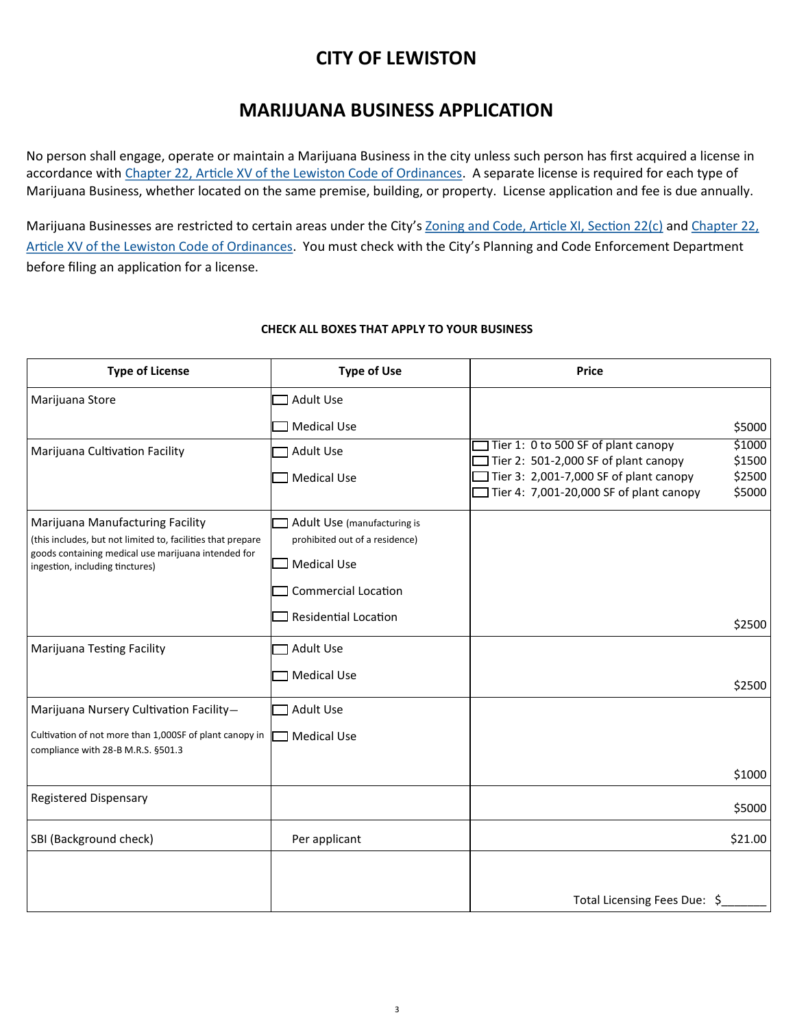# CITY OF LEWISTON

## MARIJUANA BUSINESS APPLICATION

No person shall engage, operate or maintain a Marijuana Business in the city unless such person has first acquired a license in accordance with [Chapter 22, Article XV of the Lewiston Code of Ordinances]. A separate license is required for each type of Marijuana Business, whether located on the same premise, building, or property. License application and fee is due annually.

Marijuana Businesses are restricted to certain areas under the City's [Zoning and Code, Article XI, Section 22(c)] and [Chapter 22, Article XV of the Lewiston Code of Ordinances]. You must check with the City's Planning and Code Enforcement Department before filing an application for a license.

**CHECK ALL BOXES THAT APPLY TO YOUR BUSINESS**

| Type of License | Type of Use | Price |
|---|---|---|
| Marijuana Store | ☐ Adult Use<br>☐ Medical Use | $5000 |
| Marijuana Cultivation Facility | ☐ Adult Use<br>☐ Medical Use | ☐ Tier 1: 0 to 500 SF of plant canopy $1000<br>☐ Tier 2: 501-2,000 SF of plant canopy $1500<br>☐ Tier 3: 2,001-7,000 SF of plant canopy $2500<br>☐ Tier 4: 7,001-20,000 SF of plant canopy $5000 |
| Marijuana Manufacturing Facility<br>(this includes, but not limited to, facilities that prepare goods containing medical use marijuana intended for ingestion, including tinctures) | ☐ Adult Use (manufacturing is prohibited out of a residence)<br>☐ Medical Use<br>☐ Commercial Location<br>☐ Residential Location | $2500 |
| Marijuana Testing Facility | ☐ Adult Use<br>☐ Medical Use | $2500 |
| Marijuana Nursery Cultivation Facility—<br>Cultivation of not more than 1,000SF of plant canopy in compliance with 28-B M.R.S. §501.3 | ☐ Adult Use<br>☐ Medical Use | $1000 |
| Registered Dispensary | | $5000 |
| SBI (Background check) | Per applicant | $21.00 |
| | | Total Licensing Fees Due: $_______ |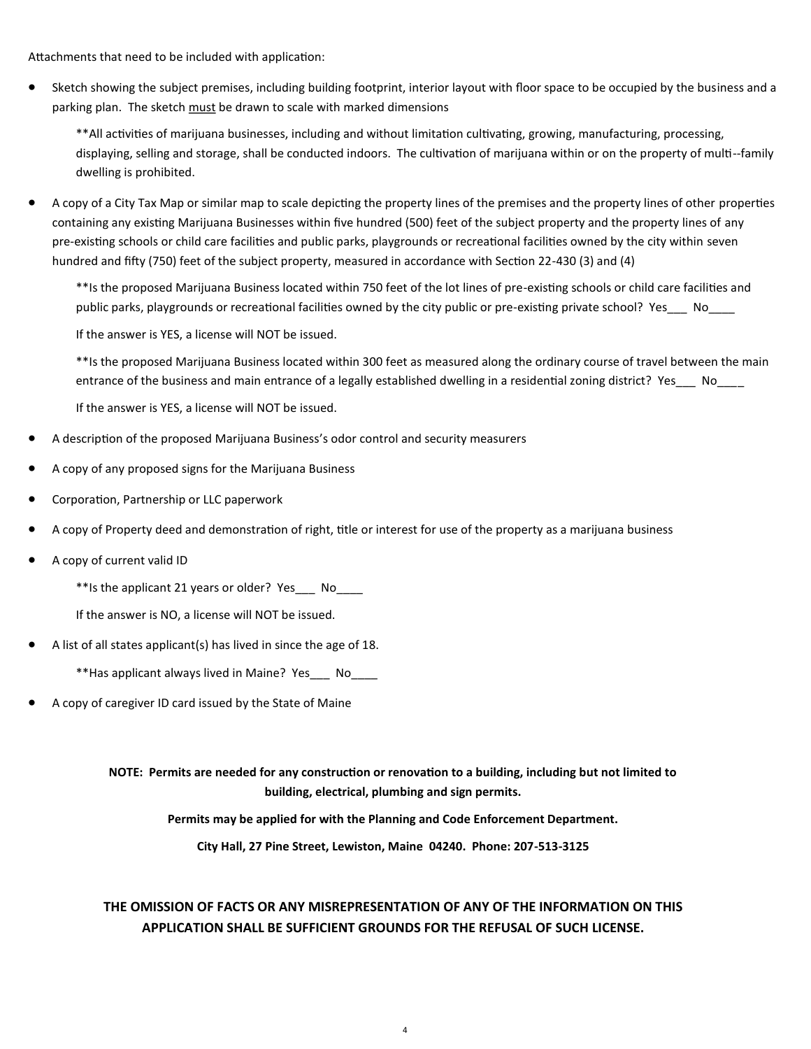Attachments that need to be included with application:

- Sketch showing the subject premises, including building footprint, interior layout with floor space to be occupied by the business and a parking plan. The sketch <u>must</u> be drawn to scale with marked dimensions

  **All activities of marijuana businesses, including and without limitation cultivating, growing, manufacturing, processing, displaying, selling and storage, shall be conducted indoors. The cultivation of marijuana within or on the property of multi--family dwelling is prohibited.

- A copy of a City Tax Map or similar map to scale depicting the property lines of the premises and the property lines of other properties containing any existing Marijuana Businesses within five hundred (500) feet of the subject property and the property lines of any pre-existing schools or child care facilities and public parks, playgrounds or recreational facilities owned by the city within seven hundred and fifty (750) feet of the subject property, measured in accordance with Section 22-430 (3) and (4)

  **Is the proposed Marijuana Business located within 750 feet of the lot lines of pre-existing schools or child care facilities and public parks, playgrounds or recreational facilities owned by the city public or pre-existing private school? Yes___ No____

  If the answer is YES, a license will NOT be issued.

  **Is the proposed Marijuana Business located within 300 feet as measured along the ordinary course of travel between the main entrance of the business and main entrance of a legally established dwelling in a residential zoning district? Yes___ No____

  If the answer is YES, a license will NOT be issued.

- A description of the proposed Marijuana Business's odor control and security measurers
- A copy of any proposed signs for the Marijuana Business
- Corporation, Partnership or LLC paperwork
- A copy of Property deed and demonstration of right, title or interest for use of the property as a marijuana business
- A copy of current valid ID

  **Is the applicant 21 years or older? Yes___ No____

  If the answer is NO, a license will NOT be issued.

- A list of all states applicant(s) has lived in since the age of 18.

  **Has applicant always lived in Maine? Yes___ No____

- A copy of caregiver ID card issued by the State of Maine

**NOTE: Permits are needed for any construction or renovation to a building, including but not limited to building, electrical, plumbing and sign permits.**

**Permits may be applied for with the Planning and Code Enforcement Department.**

**City Hall, 27 Pine Street, Lewiston, Maine 04240. Phone: 207-513-3125**

**THE OMISSION OF FACTS OR ANY MISREPRESENTATION OF ANY OF THE INFORMATION ON THIS APPLICATION SHALL BE SUFFICIENT GROUNDS FOR THE REFUSAL OF SUCH LICENSE.**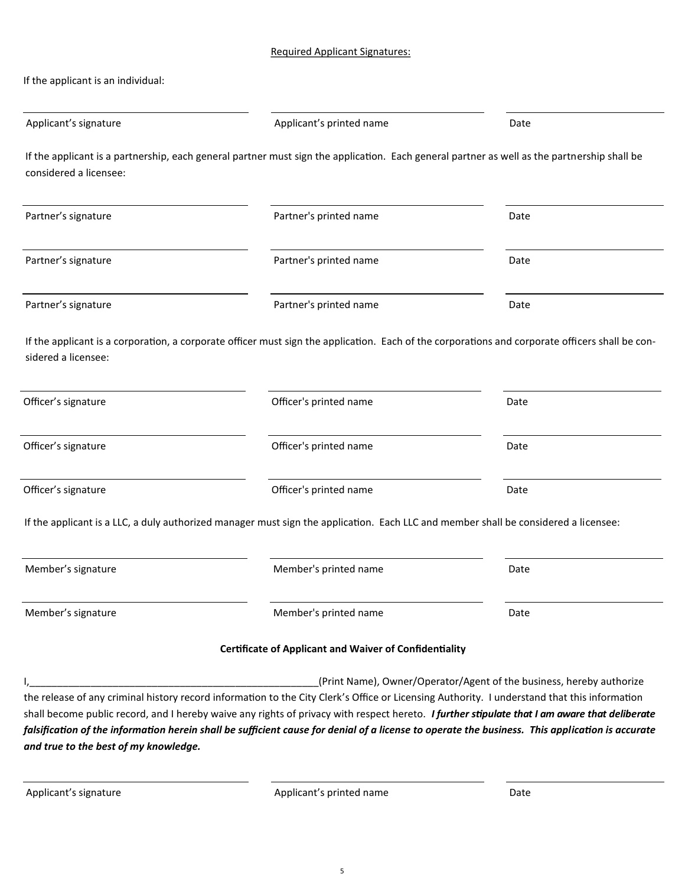Required Applicant Signatures:

If the applicant is an individual:

| ____________________ | ____________________ | ____________________ |
|---|---|---|
| Applicant's signature | Applicant's printed name | Date |

If the applicant is a partnership, each general partner must sign the application. Each general partner as well as the partnership shall be considered a licensee:

| ____________________ | ____________________ | ____________________ |
|---|---|---|
| Partner's signature | Partner's printed name | Date |
| Partner's signature | Partner's printed name | Date |
| Partner's signature | Partner's printed name | Date |

If the applicant is a corporation, a corporate officer must sign the application. Each of the corporations and corporate officers shall be considered a licensee:

| ____________________ | ____________________ | ____________________ |
|---|---|---|
| Officer's signature | Officer's printed name | Date |
| Officer's signature | Officer's printed name | Date |
| Officer's signature | Officer's printed name | Date |

If the applicant is a LLC, a duly authorized manager must sign the application. Each LLC and member shall be considered a licensee:

| ____________________ | ____________________ | ____________________ |
|---|---|---|
| Member's signature | Member's printed name | Date |
| Member's signature | Member's printed name | Date |

**Certificate of Applicant and Waiver of Confidentiality**

I,_____________________________________________________(Print Name), Owner/Operator/Agent of the business, hereby authorize the release of any criminal history record information to the City Clerk's Office or Licensing Authority. I understand that this information shall become public record, and I hereby waive any rights of privacy with respect hereto. ***I further stipulate that I am aware that deliberate falsification of the information herein shall be sufficient cause for denial of a license to operate the business. This application is accurate and true to the best of my knowledge.***

| ____________________ | ____________________ | ____________________ |
|---|---|---|
| Applicant's signature | Applicant's printed name | Date |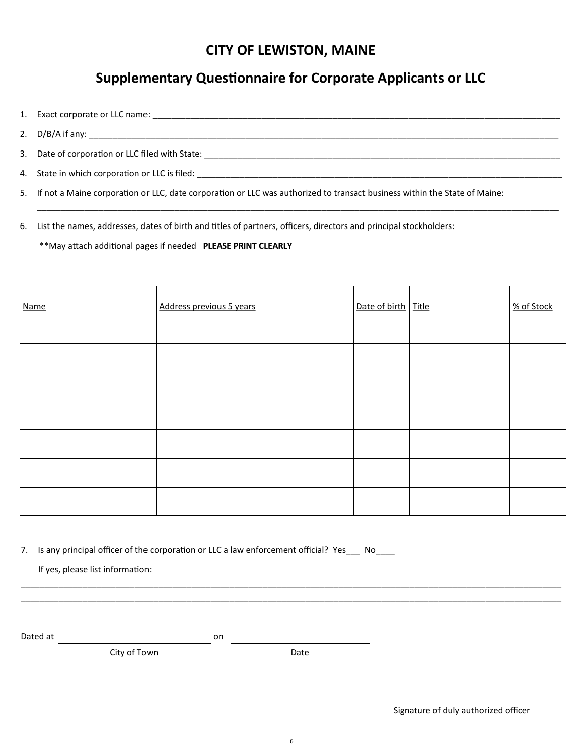# CITY OF LEWISTON, MAINE

## Supplementary Questionnaire for Corporate Applicants or LLC

1. Exact corporate or LLC name: ____________________________________________________________
2. D/B/A if any: ____________________________________________________________
3. Date of corporation or LLC filed with State: ____________________________________________________________
4. State in which corporation or LLC is filed: ____________________________________________________________
5. If not a Maine corporation or LLC, date corporation or LLC was authorized to transact business within the State of Maine:
   ____________________________________________________________
6. List the names, addresses, dates of birth and titles of partners, officers, directors and principal stockholders:

   **May attach additional pages if needed **PLEASE PRINT CLEARLY**

| Name | Address previous 5 years | Date of birth | Title | % of Stock |
|---|---|---|---|---|
| | | | | |
| | | | | |
| | | | | |
| | | | | |
| | | | | |
| | | | | |
| | | | | |

7. Is any principal officer of the corporation or LLC a law enforcement official? Yes___ No____

   If yes, please list information:

____________________________________________________________

____________________________________________________________

Dated at ______________________ on ______________________
City of Town Date

______________________
Signature of duly authorized officer